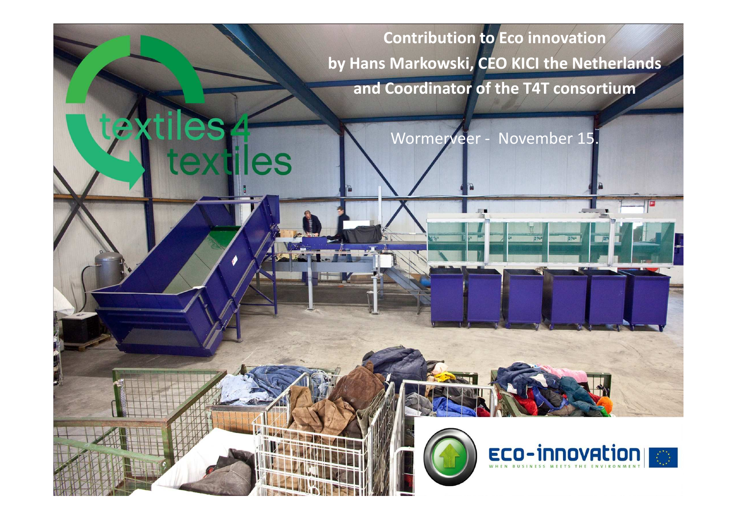# Contribution to Eco innovation by Hans Markowski, CEO KICI the Netherlands and Coordinator of the T4T consortium

Wormerveer - November 15.

textiles 4 textiles

eco-innovation
WHEN BUSINESS MEETS THE ENVIRONMENT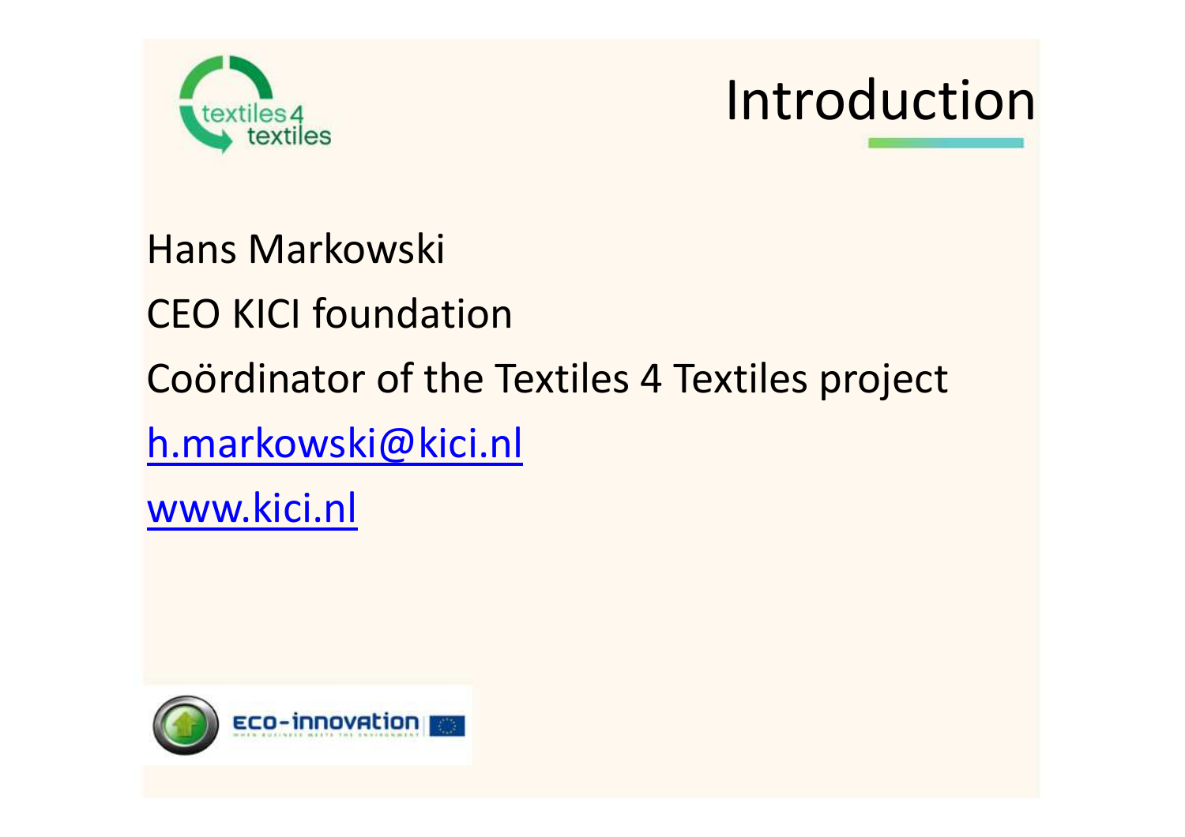# Introduction

Hans Markowski

CEO KICI foundation

Coördinator of the Textiles 4 Textiles project

h.markowski@kici.nl

www.kici.nl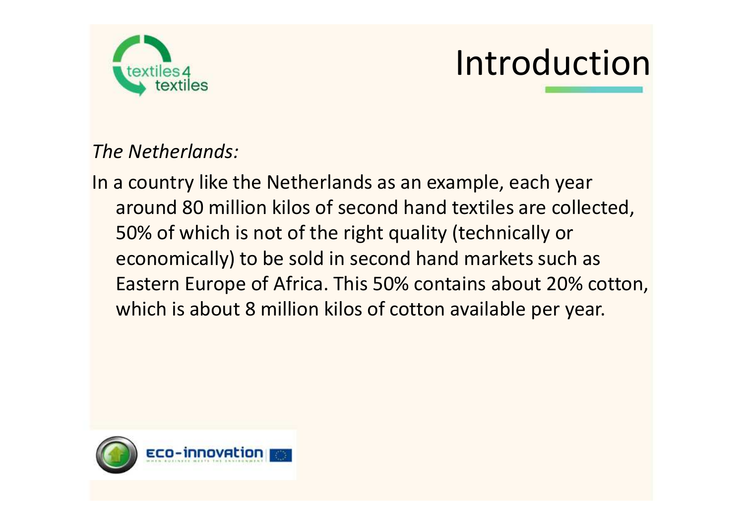# Introduction

*The Netherlands:*

In a country like the Netherlands as an example, each year around 80 million kilos of second hand textiles are collected, 50% of which is not of the right quality (technically or economically) to be sold in second hand markets such as Eastern Europe of Africa. This 50% contains about 20% cotton, which is about 8 million kilos of cotton available per year.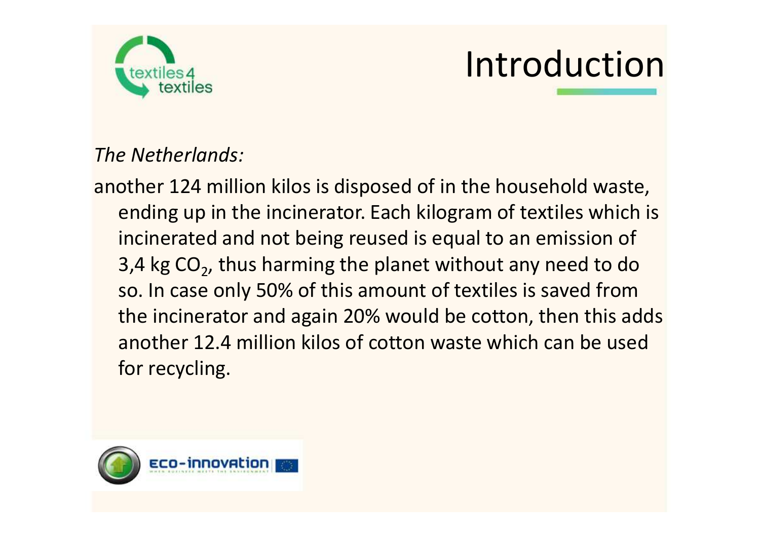# Introduction

*The Netherlands:*

another 124 million kilos is disposed of in the household waste, ending up in the incinerator. Each kilogram of textiles which is incinerated and not being reused is equal to an emission of 3,4 kg $CO_2$, thus harming the planet without any need to do so. In case only 50% of this amount of textiles is saved from the incinerator and again 20% would be cotton, then this adds another 12.4 million kilos of cotton waste which can be used for recycling.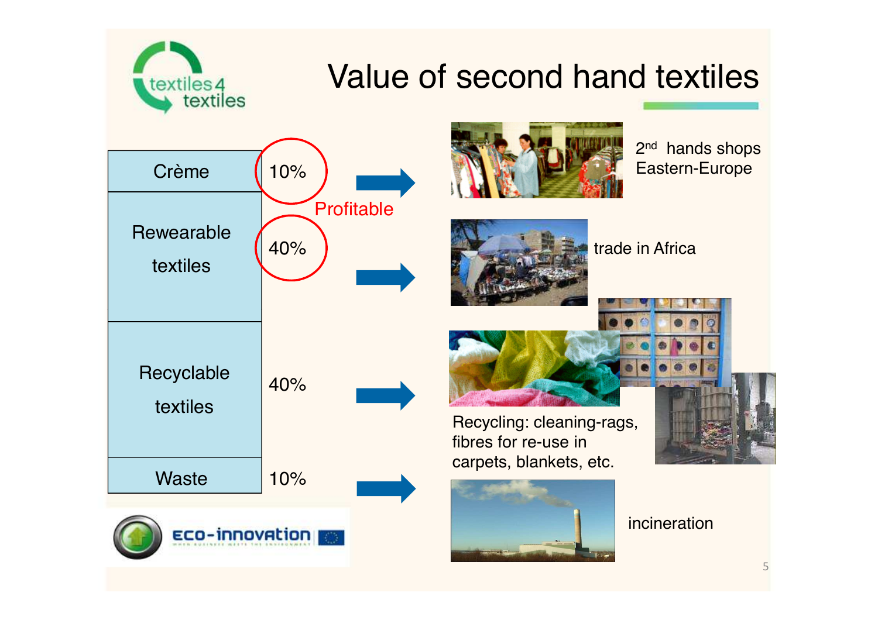# Value of second hand textiles

| Category | Share | Destination |
|---|---|---|
| Crème | 10% | 2nd hands shops Eastern-Europe |
| Rewearable textiles | 40% | trade in Africa |
| Recyclable textiles | 40% | Recycling: cleaning-rags, fibres for re-use in carpets, blankets, etc. |
| Waste | 10% | incineration |

Profitable (Crème 10%, Rewearable textiles 40%)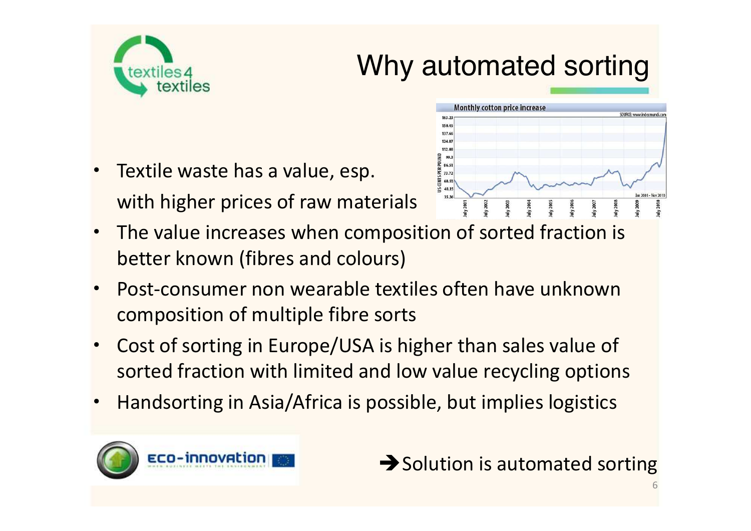# Why automated sorting

- Textile waste has a value, esp. with higher prices of raw materials
- The value increases when composition of sorted fraction is better known (fibres and colours)
- Post-consumer non wearable textiles often have unknown composition of multiple fibre sorts
- Cost of sorting in Europe/USA is higher than sales value of sorted fraction with limited and low value recycling options
- Handsorting in Asia/Africa is possible, but implies logistics

➔ Solution is automated sorting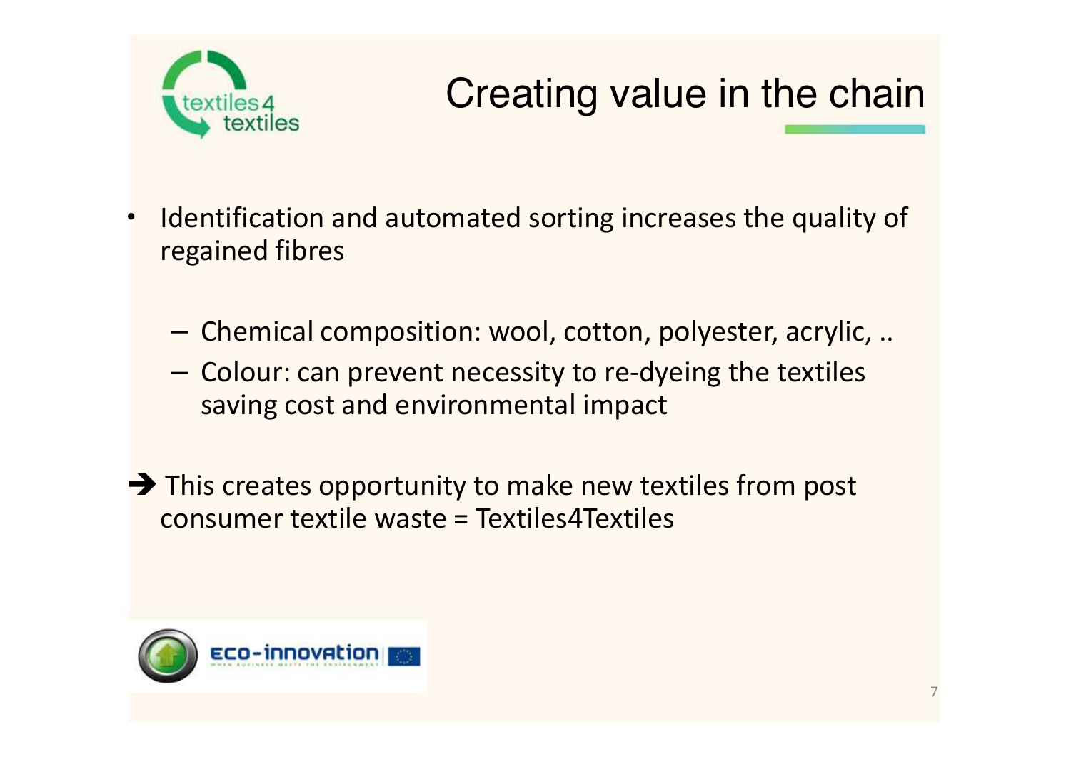# Creating value in the chain

- Identification and automated sorting increases the quality of regained fibres
  - Chemical composition: wool, cotton, polyester, acrylic, ..
  - Colour: can prevent necessity to re-dyeing the textiles saving cost and environmental impact

➔ This creates opportunity to make new textiles from post consumer textile waste = Textiles4Textiles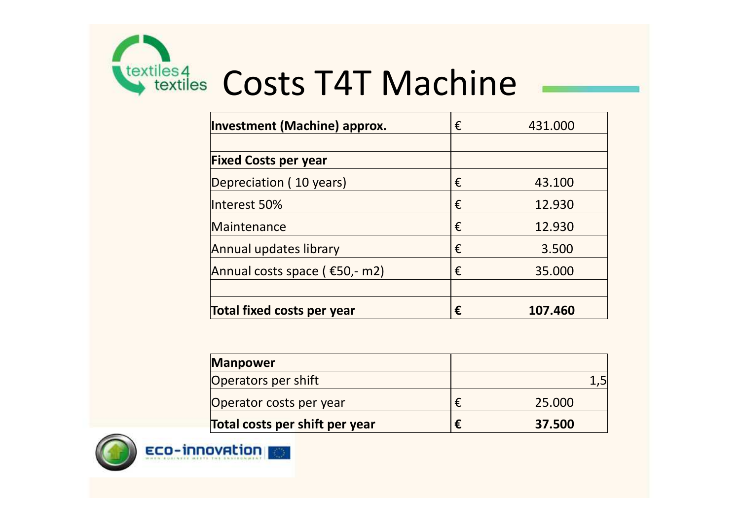# Costs T4T Machine

| **Investment (Machine) approx.** | € | 431.000 |
|---|---|---|
| | | |
| **Fixed Costs per year** | | |
| Depreciation ( 10 years) | € | 43.100 |
| Interest 50% | € | 12.930 |
| Maintenance | € | 12.930 |
| Annual updates library | € | 3.500 |
| Annual costs space ( €50,- m2) | € | 35.000 |
| | | |
| **Total fixed costs per year** | **€** | **107.460** |

| **Manpower** | | |
|---|---|---|
| Operators per shift | | 1,5 |
| Operator costs per year | € | 25.000 |
| **Total costs per shift per year** | **€** | **37.500** |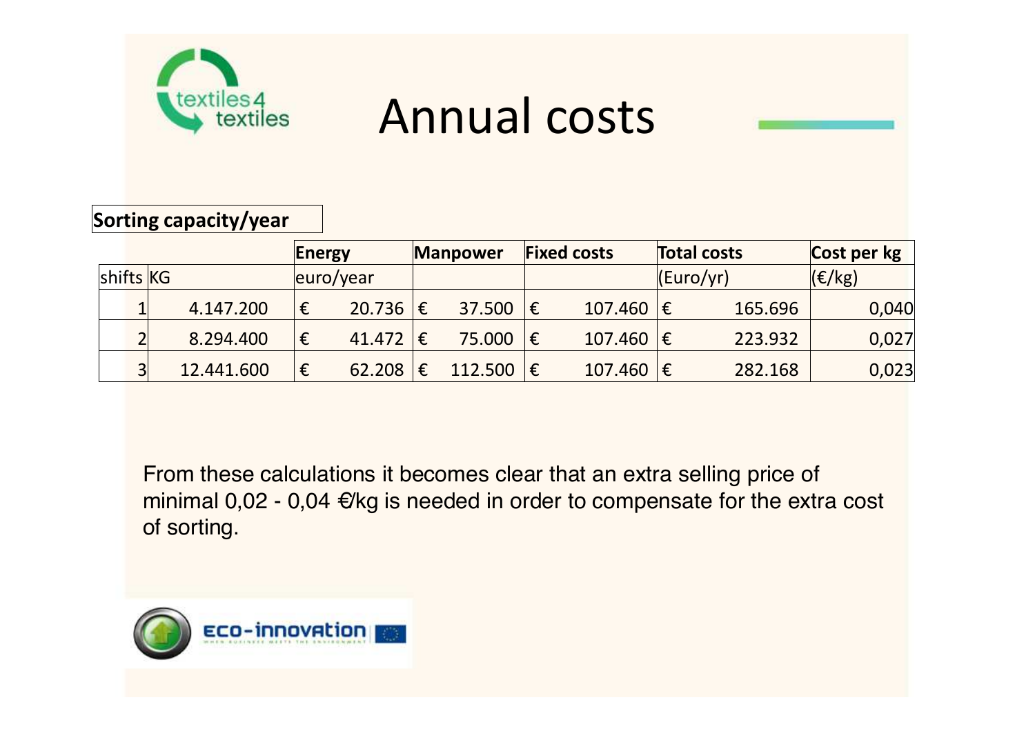# Annual costs

**Sorting capacity/year**

| | | Energy | Manpower | Fixed costs | Total costs | Cost per kg |
|---|---|---|---|---|---|---|
| shifts | KG | euro/year | | | (Euro/yr) | (€/kg) |
| 1 | 4.147.200 | € 20.736 | € 37.500 | € 107.460 | € 165.696 | 0,040 |
| 2 | 8.294.400 | € 41.472 | € 75.000 | € 107.460 | € 223.932 | 0,027 |
| 3 | 12.441.600 | € 62.208 | € 112.500 | € 107.460 | € 282.168 | 0,023 |

From these calculations it becomes clear that an extra selling price of minimal 0,02 - 0,04 €/kg is needed in order to compensate for the extra cost of sorting.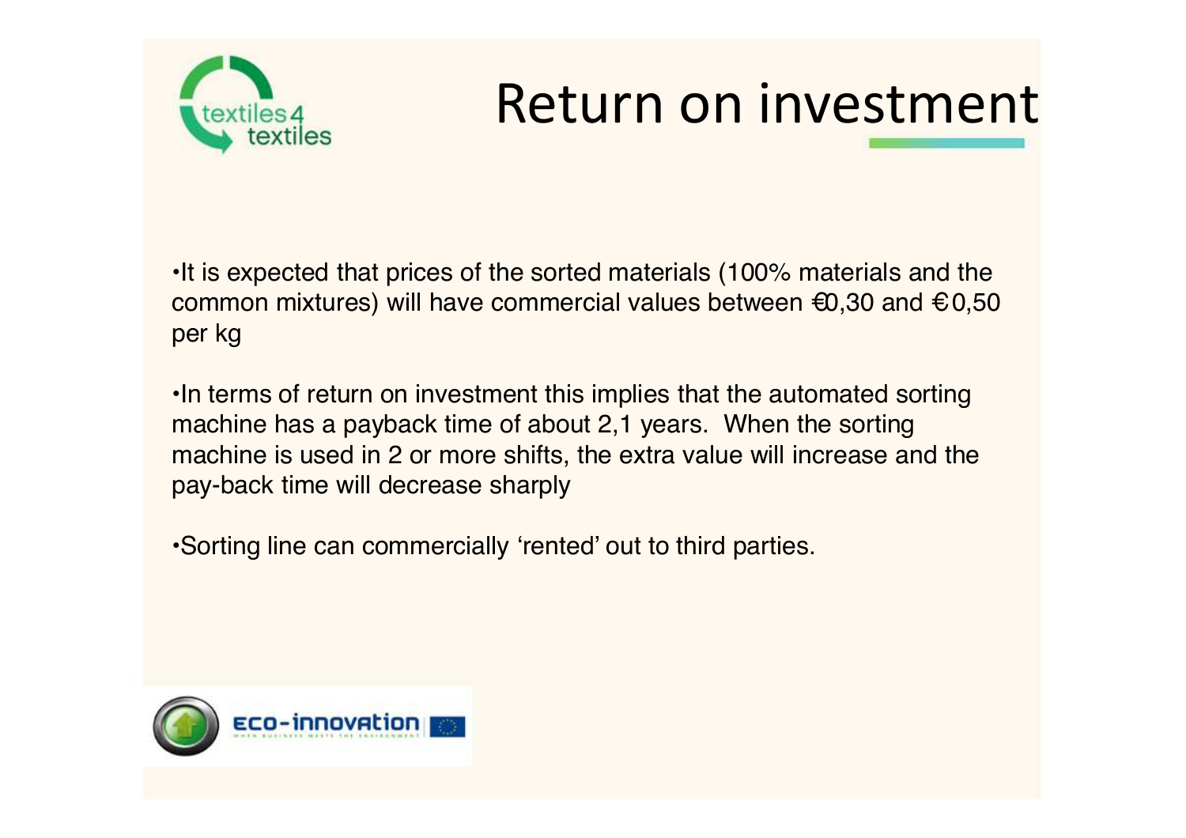# Return on investment

- It is expected that prices of the sorted materials (100% materials and the common mixtures) will have commercial values between €0,30 and €0,50 per kg

- In terms of return on investment this implies that the automated sorting machine has a payback time of about 2,1 years. When the sorting machine is used in 2 or more shifts, the extra value will increase and the pay-back time will decrease sharply

- Sorting line can commercially 'rented' out to third parties.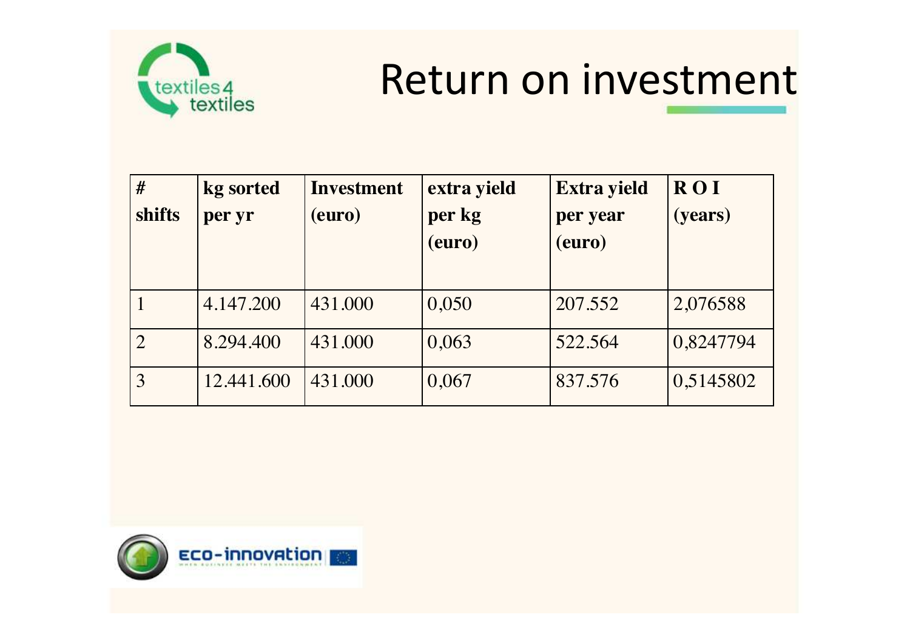# Return on investment

| # shifts | kg sorted per yr | Investment (euro) | extra yield per kg (euro) | Extra yield per year (euro) | R O I (years) |
|---|---|---|---|---|---|
| 1 | 4.147.200 | 431.000 | 0,050 | 207.552 | 2,076588 |
| 2 | 8.294.400 | 431.000 | 0,063 | 522.564 | 0,8247794 |
| 3 | 12.441.600 | 431.000 | 0,067 | 837.576 | 0,5145802 |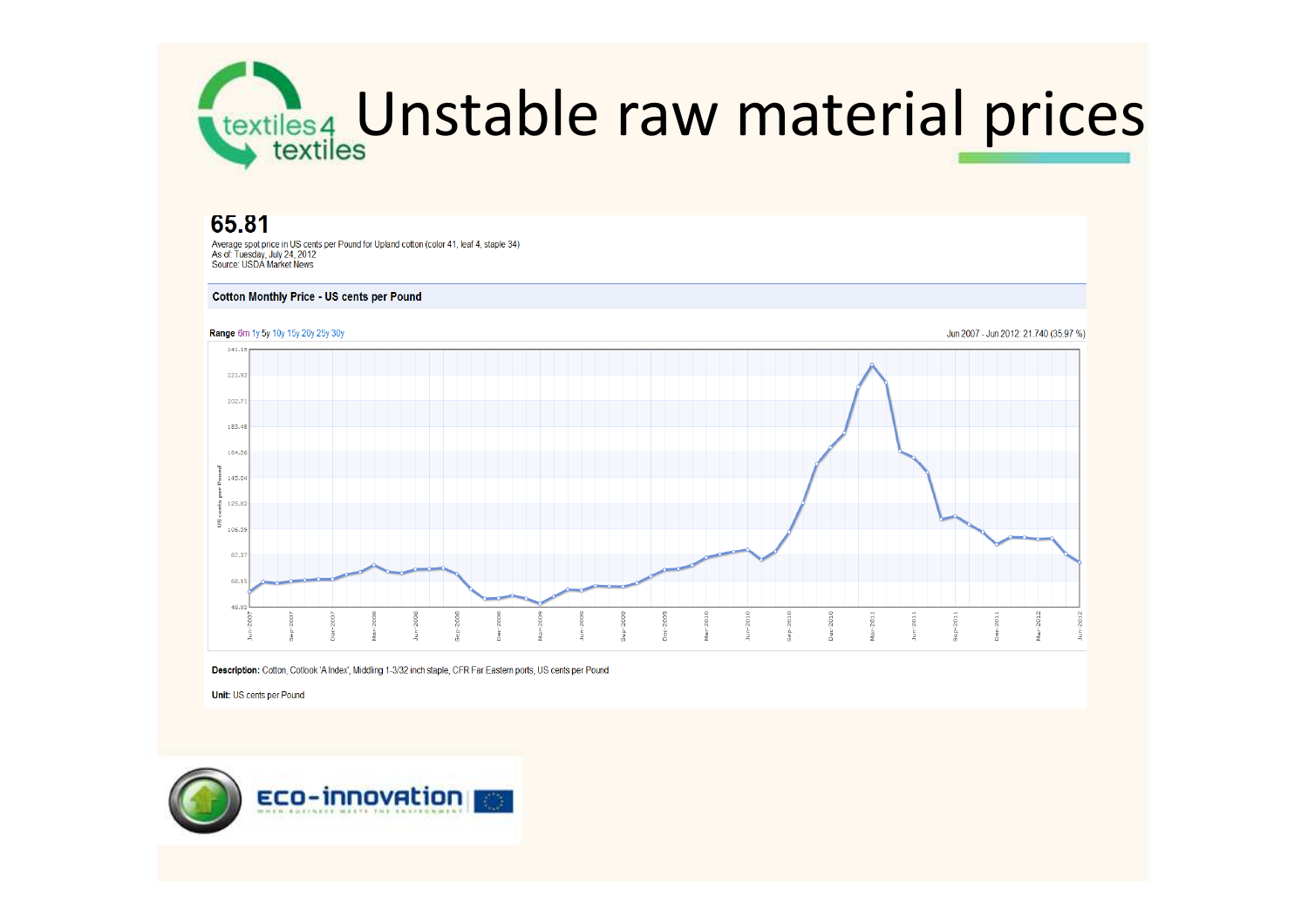# Unstable raw material prices

**65.81**

Average spot price in US cents per Pound for Upland cotton (color 41, leaf 4, staple 34)
As of: Tuesday, July 24, 2012
Source: USDA Market News

**Cotton Monthly Price - US cents per Pound**

**Range** 6m 1y 5y 10y 15y 20y 25y 30y

Jun 2007 - Jun 2012: 21.740 (35.97 %)

**Description:** Cotton, Cotlook 'A Index', Middling 1-3/32 inch staple, CFR Far Eastern ports, US cents per Pound

**Unit:** US cents per Pound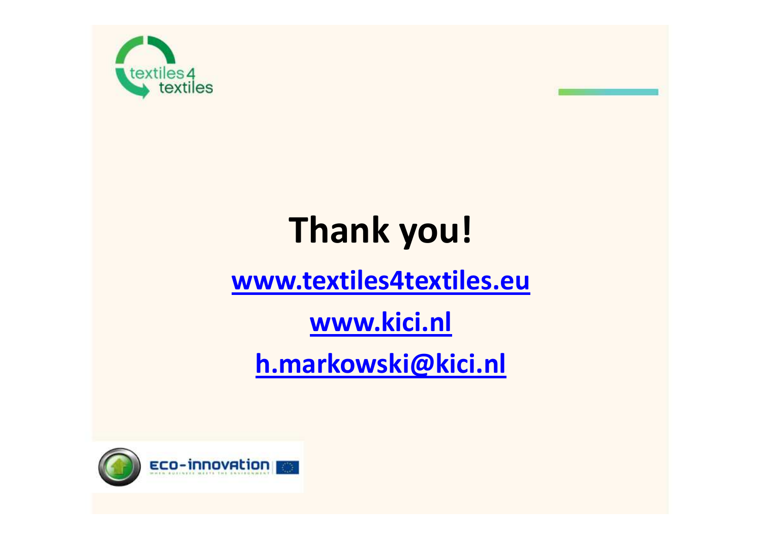# Thank you!

www.textiles4textiles.eu

www.kici.nl

h.markowski@kici.nl